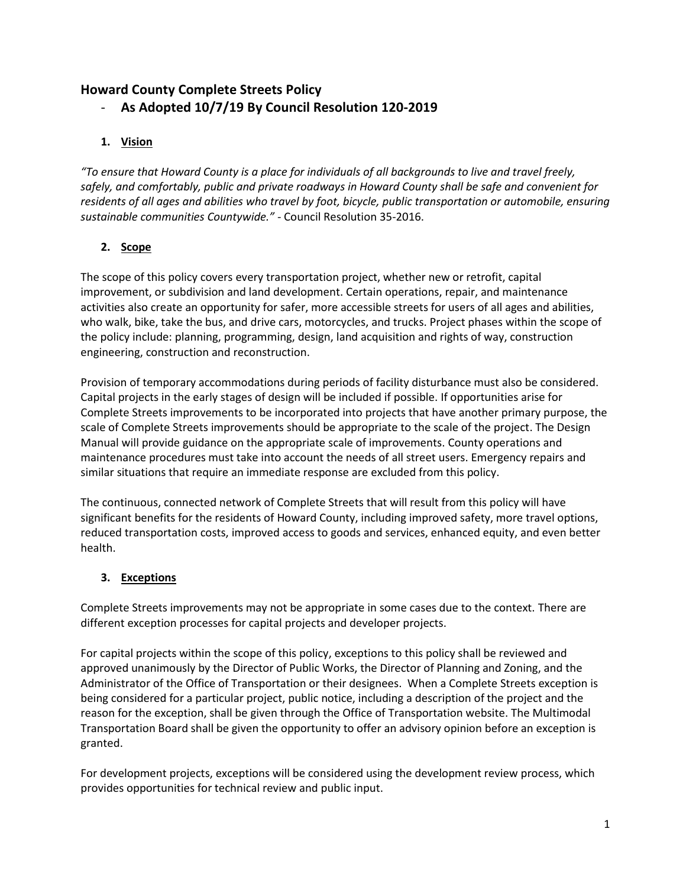## Howard County Complete Streets Policy

- **As Adopted 10/7/19 By Council Resolution 120-2019**

### 1. Vision

*"To ensure that Howard County is a place for individuals of all backgrounds to live and travel freely, safely, and comfortably, public and private roadways in Howard County shall be safe and convenient for residents of all ages and abilities who travel by foot, bicycle, public transportation or automobile, ensuring sustainable communities Countywide."* - Council Resolution 35-2016.

### 2. Scope

The scope of this policy covers every transportation project, whether new or retrofit, capital improvement, or subdivision and land development. Certain operations, repair, and maintenance activities also create an opportunity for safer, more accessible streets for users of all ages and abilities, who walk, bike, take the bus, and drive cars, motorcycles, and trucks. Project phases within the scope of the policy include: planning, programming, design, land acquisition and rights of way, construction engineering, construction and reconstruction.

Provision of temporary accommodations during periods of facility disturbance must also be considered. Capital projects in the early stages of design will be included if possible. If opportunities arise for Complete Streets improvements to be incorporated into projects that have another primary purpose, the scale of Complete Streets improvements should be appropriate to the scale of the project. The Design Manual will provide guidance on the appropriate scale of improvements. County operations and maintenance procedures must take into account the needs of all street users. Emergency repairs and similar situations that require an immediate response are excluded from this policy.

The continuous, connected network of Complete Streets that will result from this policy will have significant benefits for the residents of Howard County, including improved safety, more travel options, reduced transportation costs, improved access to goods and services, enhanced equity, and even better health.

### 3. Exceptions

Complete Streets improvements may not be appropriate in some cases due to the context. There are different exception processes for capital projects and developer projects.

For capital projects within the scope of this policy, exceptions to this policy shall be reviewed and approved unanimously by the Director of Public Works, the Director of Planning and Zoning, and the Administrator of the Office of Transportation or their designees. When a Complete Streets exception is being considered for a particular project, public notice, including a description of the project and the reason for the exception, shall be given through the Office of Transportation website. The Multimodal Transportation Board shall be given the opportunity to offer an advisory opinion before an exception is granted.

For development projects, exceptions will be considered using the development review process, which provides opportunities for technical review and public input.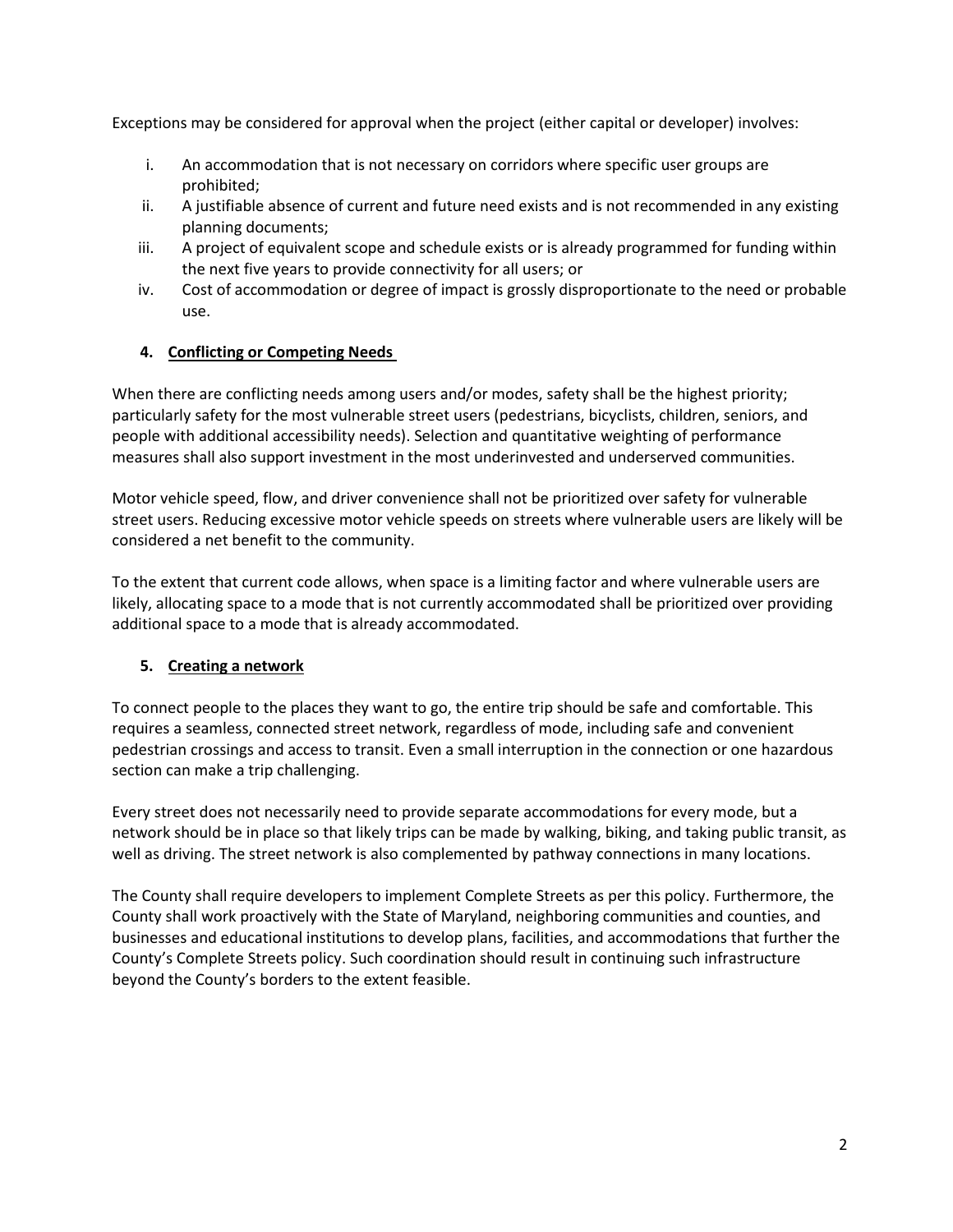Exceptions may be considered for approval when the project (either capital or developer) involves:

i. An accommodation that is not necessary on corridors where specific user groups are prohibited;
ii. A justifiable absence of current and future need exists and is not recommended in any existing planning documents;
iii. A project of equivalent scope and schedule exists or is already programmed for funding within the next five years to provide connectivity for all users; or
iv. Cost of accommodation or degree of impact is grossly disproportionate to the need or probable use.

## 4. Conflicting or Competing Needs

When there are conflicting needs among users and/or modes, safety shall be the highest priority; particularly safety for the most vulnerable street users (pedestrians, bicyclists, children, seniors, and people with additional accessibility needs). Selection and quantitative weighting of performance measures shall also support investment in the most underinvested and underserved communities.

Motor vehicle speed, flow, and driver convenience shall not be prioritized over safety for vulnerable street users. Reducing excessive motor vehicle speeds on streets where vulnerable users are likely will be considered a net benefit to the community.

To the extent that current code allows, when space is a limiting factor and where vulnerable users are likely, allocating space to a mode that is not currently accommodated shall be prioritized over providing additional space to a mode that is already accommodated.

## 5. Creating a network

To connect people to the places they want to go, the entire trip should be safe and comfortable. This requires a seamless, connected street network, regardless of mode, including safe and convenient pedestrian crossings and access to transit. Even a small interruption in the connection or one hazardous section can make a trip challenging.

Every street does not necessarily need to provide separate accommodations for every mode, but a network should be in place so that likely trips can be made by walking, biking, and taking public transit, as well as driving. The street network is also complemented by pathway connections in many locations.

The County shall require developers to implement Complete Streets as per this policy. Furthermore, the County shall work proactively with the State of Maryland, neighboring communities and counties, and businesses and educational institutions to develop plans, facilities, and accommodations that further the County's Complete Streets policy. Such coordination should result in continuing such infrastructure beyond the County's borders to the extent feasible.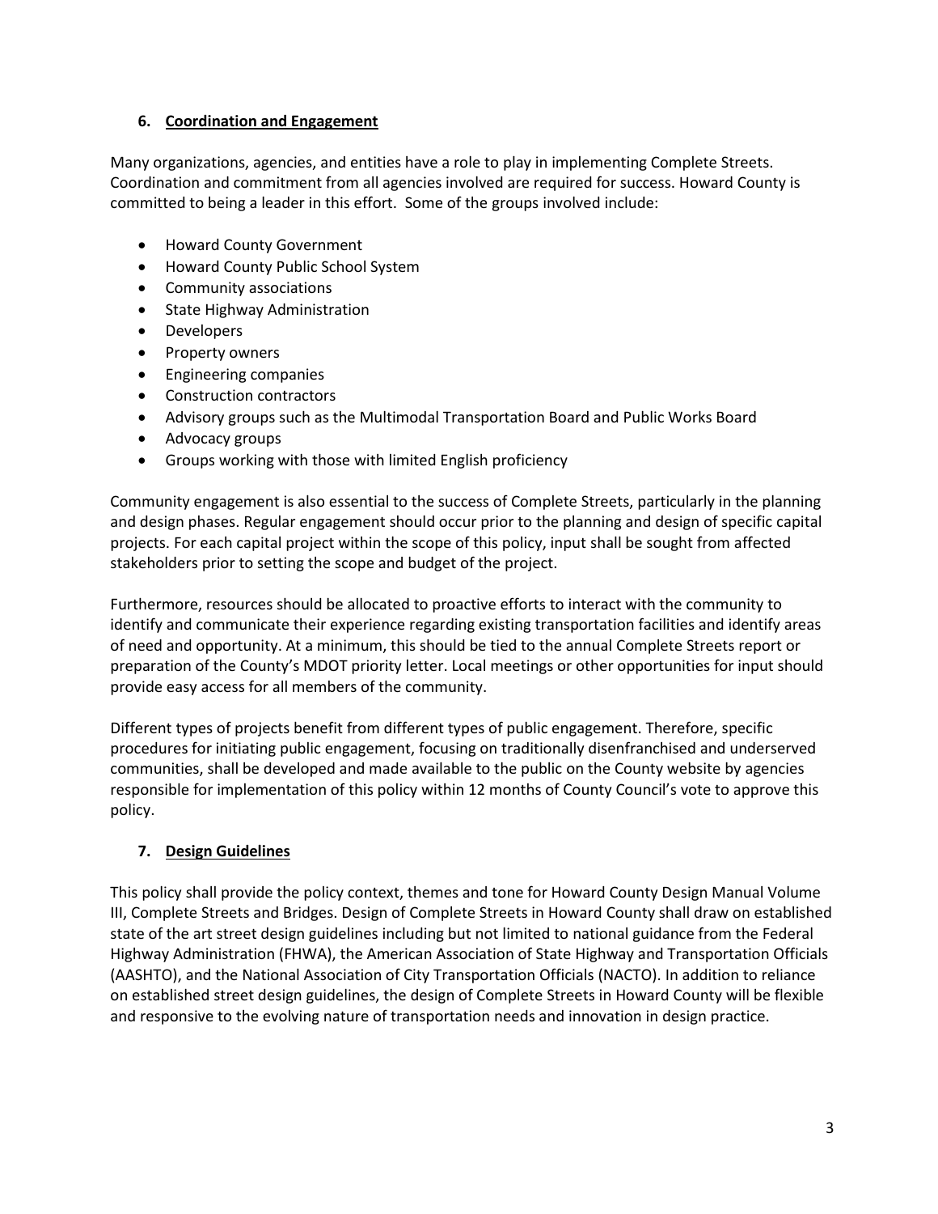## 6. Coordination and Engagement

Many organizations, agencies, and entities have a role to play in implementing Complete Streets. Coordination and commitment from all agencies involved are required for success. Howard County is committed to being a leader in this effort. Some of the groups involved include:

- Howard County Government
- Howard County Public School System
- Community associations
- State Highway Administration
- Developers
- Property owners
- Engineering companies
- Construction contractors
- Advisory groups such as the Multimodal Transportation Board and Public Works Board
- Advocacy groups
- Groups working with those with limited English proficiency

Community engagement is also essential to the success of Complete Streets, particularly in the planning and design phases. Regular engagement should occur prior to the planning and design of specific capital projects. For each capital project within the scope of this policy, input shall be sought from affected stakeholders prior to setting the scope and budget of the project.

Furthermore, resources should be allocated to proactive efforts to interact with the community to identify and communicate their experience regarding existing transportation facilities and identify areas of need and opportunity. At a minimum, this should be tied to the annual Complete Streets report or preparation of the County's MDOT priority letter. Local meetings or other opportunities for input should provide easy access for all members of the community.

Different types of projects benefit from different types of public engagement. Therefore, specific procedures for initiating public engagement, focusing on traditionally disenfranchised and underserved communities, shall be developed and made available to the public on the County website by agencies responsible for implementation of this policy within 12 months of County Council's vote to approve this policy.

## 7. Design Guidelines

This policy shall provide the policy context, themes and tone for Howard County Design Manual Volume III, Complete Streets and Bridges. Design of Complete Streets in Howard County shall draw on established state of the art street design guidelines including but not limited to national guidance from the Federal Highway Administration (FHWA), the American Association of State Highway and Transportation Officials (AASHTO), and the National Association of City Transportation Officials (NACTO). In addition to reliance on established street design guidelines, the design of Complete Streets in Howard County will be flexible and responsive to the evolving nature of transportation needs and innovation in design practice.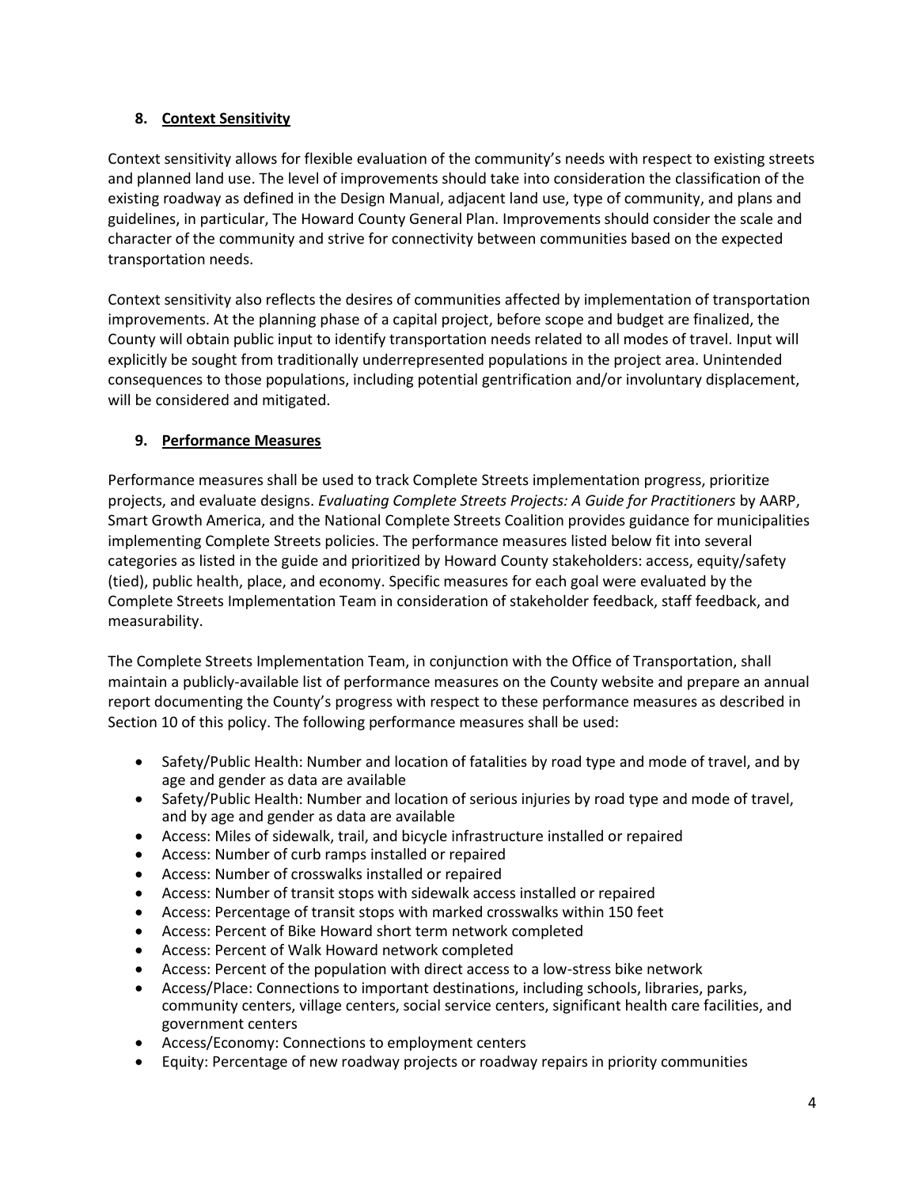## 8. Context Sensitivity

Context sensitivity allows for flexible evaluation of the community's needs with respect to existing streets and planned land use. The level of improvements should take into consideration the classification of the existing roadway as defined in the Design Manual, adjacent land use, type of community, and plans and guidelines, in particular, The Howard County General Plan. Improvements should consider the scale and character of the community and strive for connectivity between communities based on the expected transportation needs.

Context sensitivity also reflects the desires of communities affected by implementation of transportation improvements. At the planning phase of a capital project, before scope and budget are finalized, the County will obtain public input to identify transportation needs related to all modes of travel. Input will explicitly be sought from traditionally underrepresented populations in the project area. Unintended consequences to those populations, including potential gentrification and/or involuntary displacement, will be considered and mitigated.

## 9. Performance Measures

Performance measures shall be used to track Complete Streets implementation progress, prioritize projects, and evaluate designs. *Evaluating Complete Streets Projects: A Guide for Practitioners* by AARP, Smart Growth America, and the National Complete Streets Coalition provides guidance for municipalities implementing Complete Streets policies. The performance measures listed below fit into several categories as listed in the guide and prioritized by Howard County stakeholders: access, equity/safety (tied), public health, place, and economy. Specific measures for each goal were evaluated by the Complete Streets Implementation Team in consideration of stakeholder feedback, staff feedback, and measurability.

The Complete Streets Implementation Team, in conjunction with the Office of Transportation, shall maintain a publicly-available list of performance measures on the County website and prepare an annual report documenting the County's progress with respect to these performance measures as described in Section 10 of this policy. The following performance measures shall be used:

- Safety/Public Health: Number and location of fatalities by road type and mode of travel, and by age and gender as data are available
- Safety/Public Health: Number and location of serious injuries by road type and mode of travel, and by age and gender as data are available
- Access: Miles of sidewalk, trail, and bicycle infrastructure installed or repaired
- Access: Number of curb ramps installed or repaired
- Access: Number of crosswalks installed or repaired
- Access: Number of transit stops with sidewalk access installed or repaired
- Access: Percentage of transit stops with marked crosswalks within 150 feet
- Access: Percent of Bike Howard short term network completed
- Access: Percent of Walk Howard network completed
- Access: Percent of the population with direct access to a low-stress bike network
- Access/Place: Connections to important destinations, including schools, libraries, parks, community centers, village centers, social service centers, significant health care facilities, and government centers
- Access/Economy: Connections to employment centers
- Equity: Percentage of new roadway projects or roadway repairs in priority communities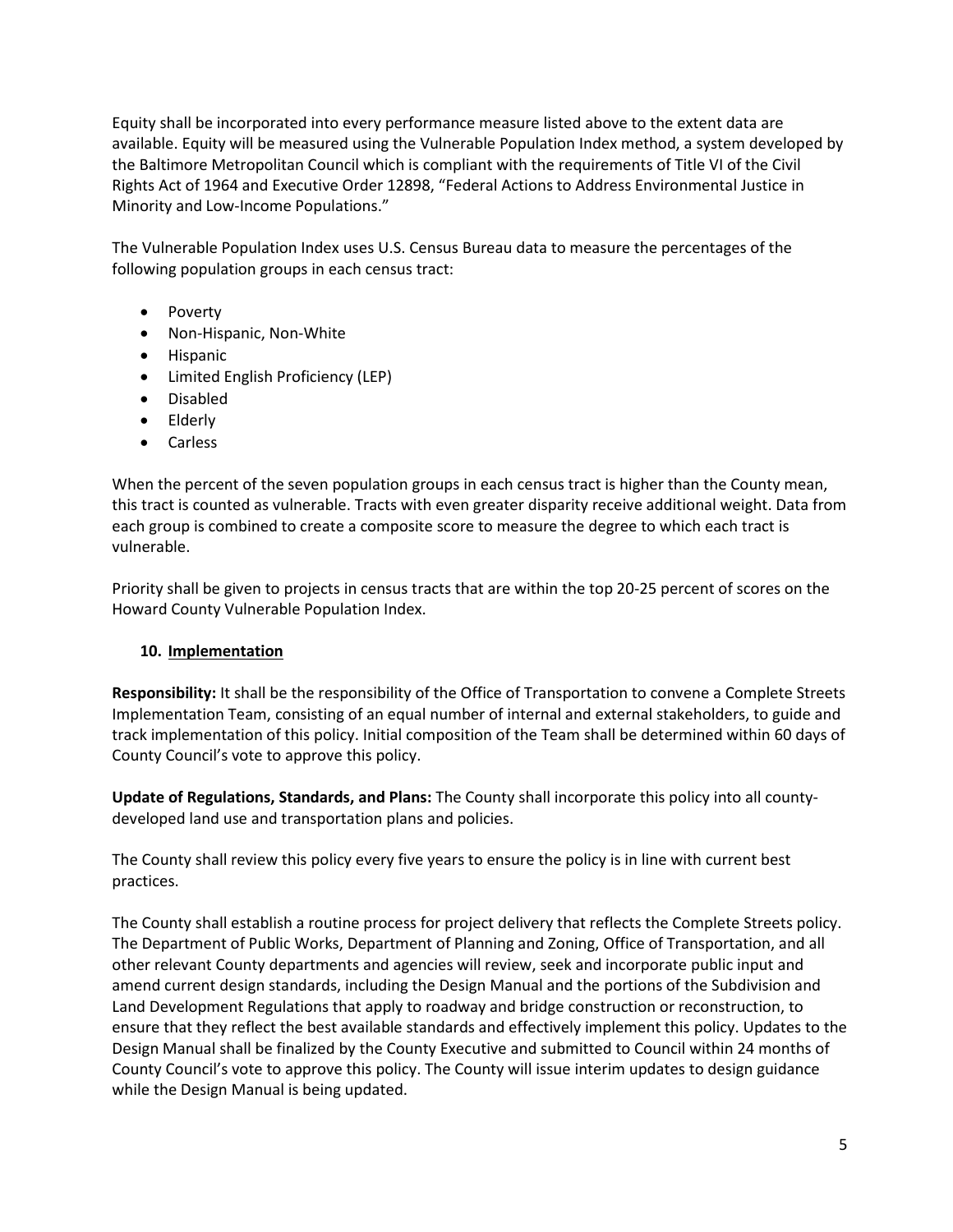Equity shall be incorporated into every performance measure listed above to the extent data are available. Equity will be measured using the Vulnerable Population Index method, a system developed by the Baltimore Metropolitan Council which is compliant with the requirements of Title VI of the Civil Rights Act of 1964 and Executive Order 12898, "Federal Actions to Address Environmental Justice in Minority and Low-Income Populations."

The Vulnerable Population Index uses U.S. Census Bureau data to measure the percentages of the following population groups in each census tract:

- Poverty
- Non-Hispanic, Non-White
- Hispanic
- Limited English Proficiency (LEP)
- Disabled
- Elderly
- Carless

When the percent of the seven population groups in each census tract is higher than the County mean, this tract is counted as vulnerable. Tracts with even greater disparity receive additional weight. Data from each group is combined to create a composite score to measure the degree to which each tract is vulnerable.

Priority shall be given to projects in census tracts that are within the top 20-25 percent of scores on the Howard County Vulnerable Population Index.

## 10. Implementation

**Responsibility:** It shall be the responsibility of the Office of Transportation to convene a Complete Streets Implementation Team, consisting of an equal number of internal and external stakeholders, to guide and track implementation of this policy. Initial composition of the Team shall be determined within 60 days of County Council's vote to approve this policy.

**Update of Regulations, Standards, and Plans:** The County shall incorporate this policy into all county-developed land use and transportation plans and policies.

The County shall review this policy every five years to ensure the policy is in line with current best practices.

The County shall establish a routine process for project delivery that reflects the Complete Streets policy. The Department of Public Works, Department of Planning and Zoning, Office of Transportation, and all other relevant County departments and agencies will review, seek and incorporate public input and amend current design standards, including the Design Manual and the portions of the Subdivision and Land Development Regulations that apply to roadway and bridge construction or reconstruction, to ensure that they reflect the best available standards and effectively implement this policy. Updates to the Design Manual shall be finalized by the County Executive and submitted to Council within 24 months of County Council's vote to approve this policy. The County will issue interim updates to design guidance while the Design Manual is being updated.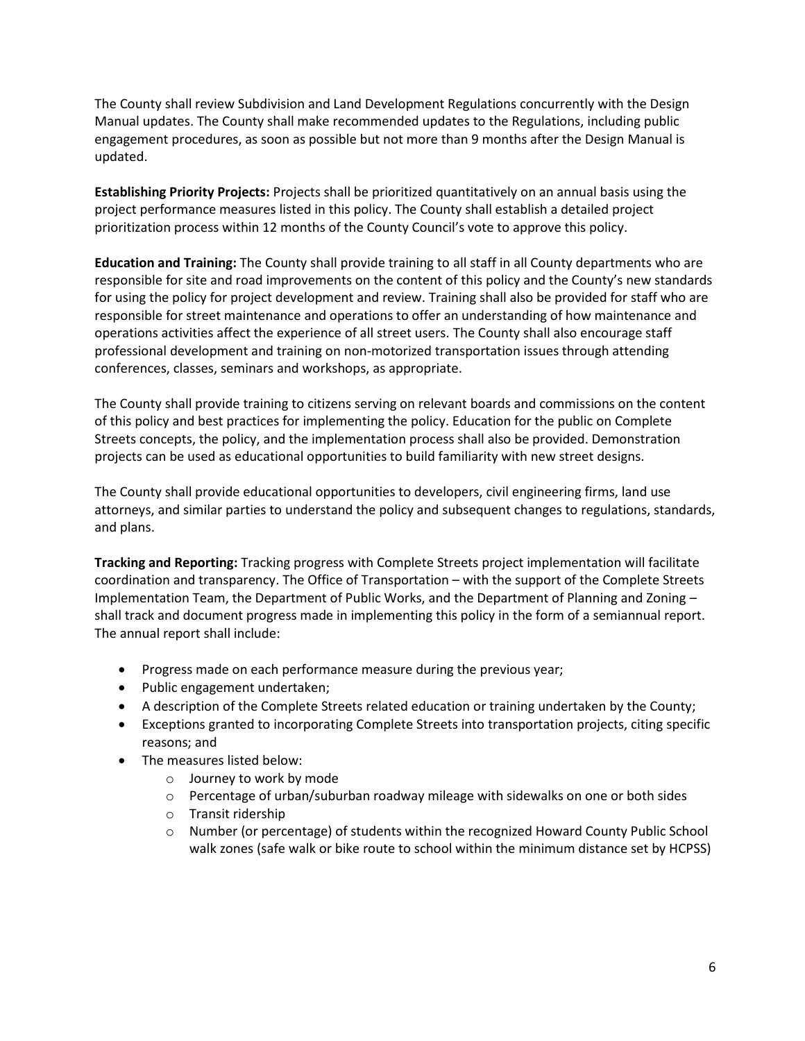The County shall review Subdivision and Land Development Regulations concurrently with the Design Manual updates. The County shall make recommended updates to the Regulations, including public engagement procedures, as soon as possible but not more than 9 months after the Design Manual is updated.

**Establishing Priority Projects:** Projects shall be prioritized quantitatively on an annual basis using the project performance measures listed in this policy. The County shall establish a detailed project prioritization process within 12 months of the County Council's vote to approve this policy.

**Education and Training:** The County shall provide training to all staff in all County departments who are responsible for site and road improvements on the content of this policy and the County's new standards for using the policy for project development and review. Training shall also be provided for staff who are responsible for street maintenance and operations to offer an understanding of how maintenance and operations activities affect the experience of all street users. The County shall also encourage staff professional development and training on non-motorized transportation issues through attending conferences, classes, seminars and workshops, as appropriate.

The County shall provide training to citizens serving on relevant boards and commissions on the content of this policy and best practices for implementing the policy. Education for the public on Complete Streets concepts, the policy, and the implementation process shall also be provided. Demonstration projects can be used as educational opportunities to build familiarity with new street designs.

The County shall provide educational opportunities to developers, civil engineering firms, land use attorneys, and similar parties to understand the policy and subsequent changes to regulations, standards, and plans.

**Tracking and Reporting:** Tracking progress with Complete Streets project implementation will facilitate coordination and transparency. The Office of Transportation – with the support of the Complete Streets Implementation Team, the Department of Public Works, and the Department of Planning and Zoning – shall track and document progress made in implementing this policy in the form of a semiannual report. The annual report shall include:

- Progress made on each performance measure during the previous year;
- Public engagement undertaken;
- A description of the Complete Streets related education or training undertaken by the County;
- Exceptions granted to incorporating Complete Streets into transportation projects, citing specific reasons; and
- The measures listed below:
  - Journey to work by mode
  - Percentage of urban/suburban roadway mileage with sidewalks on one or both sides
  - Transit ridership
  - Number (or percentage) of students within the recognized Howard County Public School walk zones (safe walk or bike route to school within the minimum distance set by HCPSS)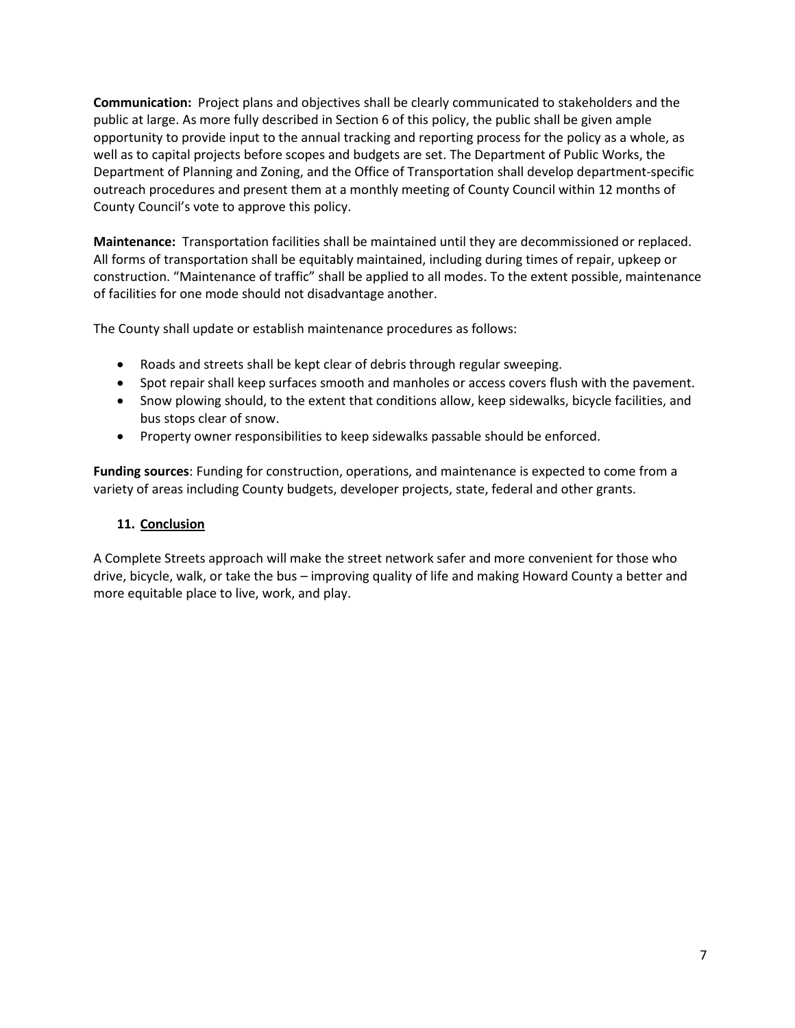**Communication:** Project plans and objectives shall be clearly communicated to stakeholders and the public at large. As more fully described in Section 6 of this policy, the public shall be given ample opportunity to provide input to the annual tracking and reporting process for the policy as a whole, as well as to capital projects before scopes and budgets are set. The Department of Public Works, the Department of Planning and Zoning, and the Office of Transportation shall develop department-specific outreach procedures and present them at a monthly meeting of County Council within 12 months of County Council's vote to approve this policy.

**Maintenance:** Transportation facilities shall be maintained until they are decommissioned or replaced. All forms of transportation shall be equitably maintained, including during times of repair, upkeep or construction. "Maintenance of traffic" shall be applied to all modes. To the extent possible, maintenance of facilities for one mode should not disadvantage another.

The County shall update or establish maintenance procedures as follows:

- Roads and streets shall be kept clear of debris through regular sweeping.
- Spot repair shall keep surfaces smooth and manholes or access covers flush with the pavement.
- Snow plowing should, to the extent that conditions allow, keep sidewalks, bicycle facilities, and bus stops clear of snow.
- Property owner responsibilities to keep sidewalks passable should be enforced.

**Funding sources**: Funding for construction, operations, and maintenance is expected to come from a variety of areas including County budgets, developer projects, state, federal and other grants.

## 11. Conclusion

A Complete Streets approach will make the street network safer and more convenient for those who drive, bicycle, walk, or take the bus – improving quality of life and making Howard County a better and more equitable place to live, work, and play.